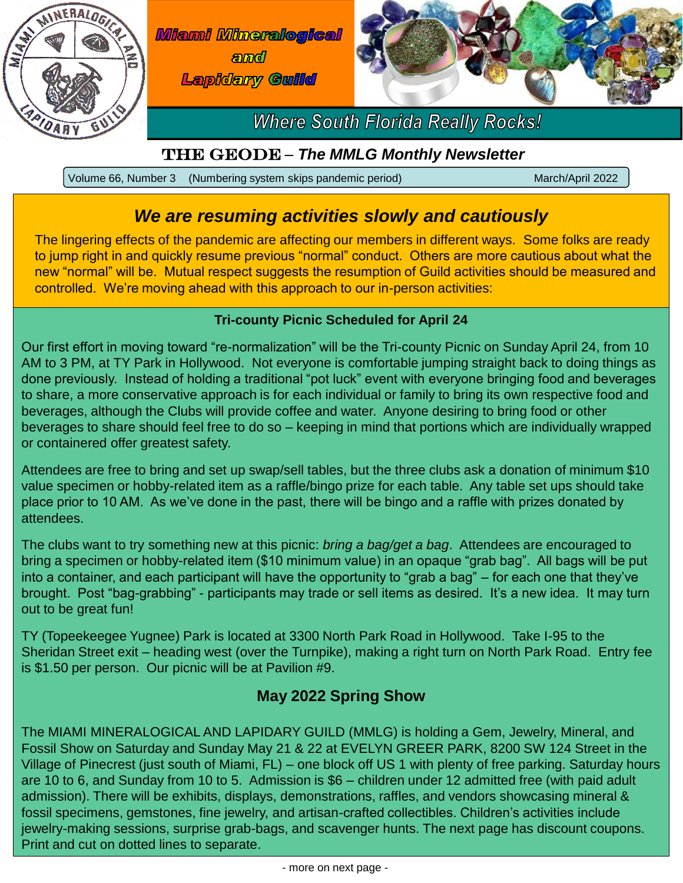# Miami Mineralogical and Lapidary Guild

*Where South Florida Really Rocks!*

## THE GEODE – *The MMLG Monthly Newsletter*

Volume 66, Number 3 (Numbering system skips pandemic period) March/April 2022

## *We are resuming activities slowly and cautiously*

The lingering effects of the pandemic are affecting our members in different ways. Some folks are ready to jump right in and quickly resume previous "normal" conduct. Others are more cautious about what the new "normal" will be. Mutual respect suggests the resumption of Guild activities should be measured and controlled. We're moving ahead with this approach to our in-person activities:

### Tri-county Picnic Scheduled for April 24

Our first effort in moving toward "re-normalization" will be the Tri-county Picnic on Sunday April 24, from 10 AM to 3 PM, at TY Park in Hollywood. Not everyone is comfortable jumping straight back to doing things as done previously. Instead of holding a traditional "pot luck" event with everyone bringing food and beverages to share, a more conservative approach is for each individual or family to bring its own respective food and beverages, although the Clubs will provide coffee and water. Anyone desiring to bring food or other beverages to share should feel free to do so – keeping in mind that portions which are individually wrapped or containered offer greatest safety.

Attendees are free to bring and set up swap/sell tables, but the three clubs ask a donation of minimum $10 value specimen or hobby-related item as a raffle/bingo prize for each table. Any table set ups should take place prior to 10 AM. As we've done in the past, there will be bingo and a raffle with prizes donated by attendees.

The clubs want to try something new at this picnic: *bring a bag/get a bag*. Attendees are encouraged to bring a specimen or hobby-related item ($10 minimum value) in an opaque "grab bag". All bags will be put into a container, and each participant will have the opportunity to "grab a bag" – for each one that they've brought. Post "bag-grabbing" - participants may trade or sell items as desired. It's a new idea. It may turn out to be great fun!

TY (Topeekeegee Yugnee) Park is located at 3300 North Park Road in Hollywood. Take I-95 to the Sheridan Street exit – heading west (over the Turnpike), making a right turn on North Park Road. Entry fee is $1.50 per person. Our picnic will be at Pavilion #9.

### May 2022 Spring Show

The MIAMI MINERALOGICAL AND LAPIDARY GUILD (MMLG) is holding a Gem, Jewelry, Mineral, and Fossil Show on Saturday and Sunday May 21 & 22 at EVELYN GREER PARK, 8200 SW 124 Street in the Village of Pinecrest (just south of Miami, FL) – one block off US 1 with plenty of free parking. Saturday hours are 10 to 6, and Sunday from 10 to 5. Admission is $6 – children under 12 admitted free (with paid adult admission). There will be exhibits, displays, demonstrations, raffles, and vendors showcasing mineral & fossil specimens, gemstones, fine jewelry, and artisan-crafted collectibles. Children's activities include jewelry-making sessions, surprise grab-bags, and scavenger hunts. The next page has discount coupons. Print and cut on dotted lines to separate.

- more on next page -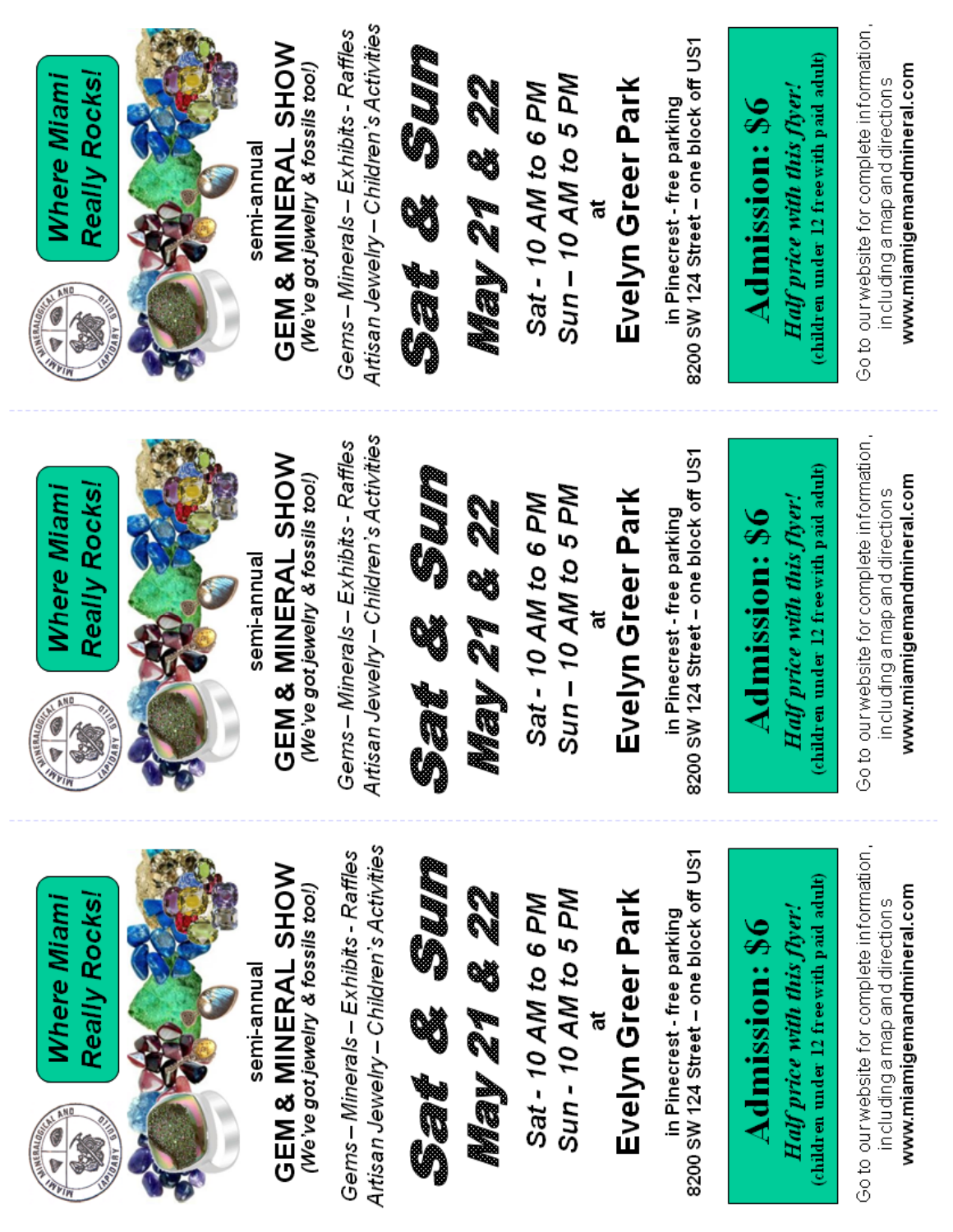Where Miami Really Rocks!

semi-annual

# GEM & MINERAL SHOW

*(We've got jewelry & fossils too!)*

*Gems – Minerals – Exhibits - Raffles*
*Artisan Jewelry – Children's Activities*

# Sat & Sun

# May 21 & 22

*Sat - 10 AM to 6 PM*
*Sun – 10 AM to 5 PM*

at

## Evelyn Greer Park

in Pinecrest - free parking
8200 SW 124 Street – one block off US1

**Admission: $6**
***Half price with this flyer!***
**(children under 12 free with paid adult)**

Go to our website for complete information, including a map and directions
**www.miamigemandmineral.com**

---

Where Miami Really Rocks!

semi-annual

# GEM & MINERAL SHOW

*(We've got jewelry & fossils too!)*

*Gems – Minerals – Exhibits - Raffles*
*Artisan Jewelry – Children's Activities*

# Sat & Sun

# May 21 & 22

*Sat - 10 AM to 6 PM*
*Sun – 10 AM to 5 PM*

at

## Evelyn Greer Park

in Pinecrest - free parking
8200 SW 124 Street – one block off US1

**Admission: $6**
***Half price with this flyer!***
**(children under 12 free with paid adult)**

Go to our website for complete information, including a map and directions
**www.miamigemandmineral.com**

---

Where Miami Really Rocks!

semi-annual

# GEM & MINERAL SHOW

*(We've got jewelry & fossils too!)*

*Gems – Minerals – Exhibits - Raffles*
*Artisan Jewelry – Children's Activities*

# Sat & Sun

# May 21 & 22

*Sat - 10 AM to 6 PM*
*Sun - 10 AM to 5 PM*

at

## Evelyn Greer Park

in Pinecrest - free parking
8200 SW 124 Street – one block off US1

**Admission: $6**
***Half price with this flyer!***
**(children under 12 free with paid adult)**

Go to our website for complete information, including a map and directions
**www.miamigemandmineral.com**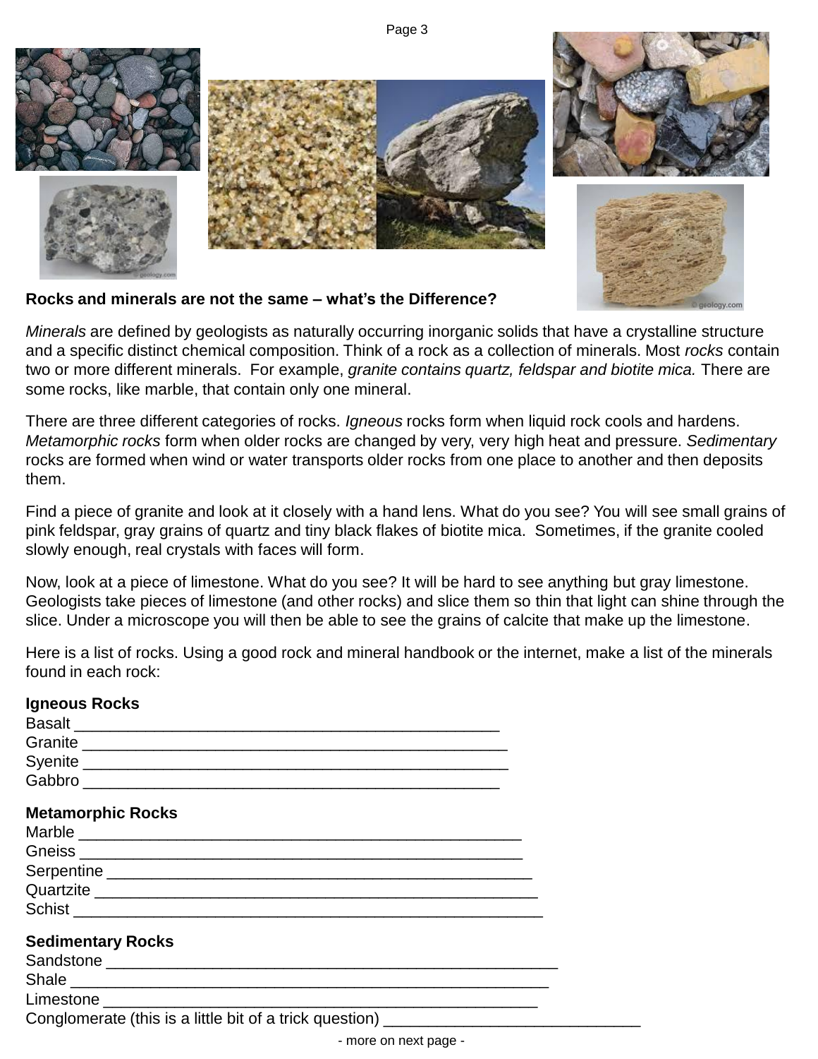**Rocks and minerals are not the same – what's the Difference?**

*Minerals* are defined by geologists as naturally occurring inorganic solids that have a crystalline structure and a specific distinct chemical composition. Think of a rock as a collection of minerals. Most *rocks* contain two or more different minerals. For example, *granite contains quartz, feldspar and biotite mica.* There are some rocks, like marble, that contain only one mineral.

There are three different categories of rocks. *Igneous* rocks form when liquid rock cools and hardens. *Metamorphic rocks* form when older rocks are changed by very, very high heat and pressure. *Sedimentary* rocks are formed when wind or water transports older rocks from one place to another and then deposits them.

Find a piece of granite and look at it closely with a hand lens. What do you see? You will see small grains of pink feldspar, gray grains of quartz and tiny black flakes of biotite mica. Sometimes, if the granite cooled slowly enough, real crystals with faces will form.

Now, look at a piece of limestone. What do you see? It will be hard to see anything but gray limestone. Geologists take pieces of limestone (and other rocks) and slice them so thin that light can shine through the slice. Under a microscope you will then be able to see the grains of calcite that make up the limestone.

Here is a list of rocks. Using a good rock and mineral handbook or the internet, make a list of the minerals found in each rock:

**Igneous Rocks**

Basalt ______________________________________________

Granite ______________________________________________

Syenite ______________________________________________

Gabbro ______________________________________________

**Metamorphic Rocks**

Marble ______________________________________________

Gneiss ______________________________________________

Serpentine ______________________________________________

Quartzite ______________________________________________

Schist ______________________________________________

**Sedimentary Rocks**

Sandstone ______________________________________________

Shale ______________________________________________

Limestone ______________________________________________

Conglomerate (this is a little bit of a trick question) ____________________________

- more on next page -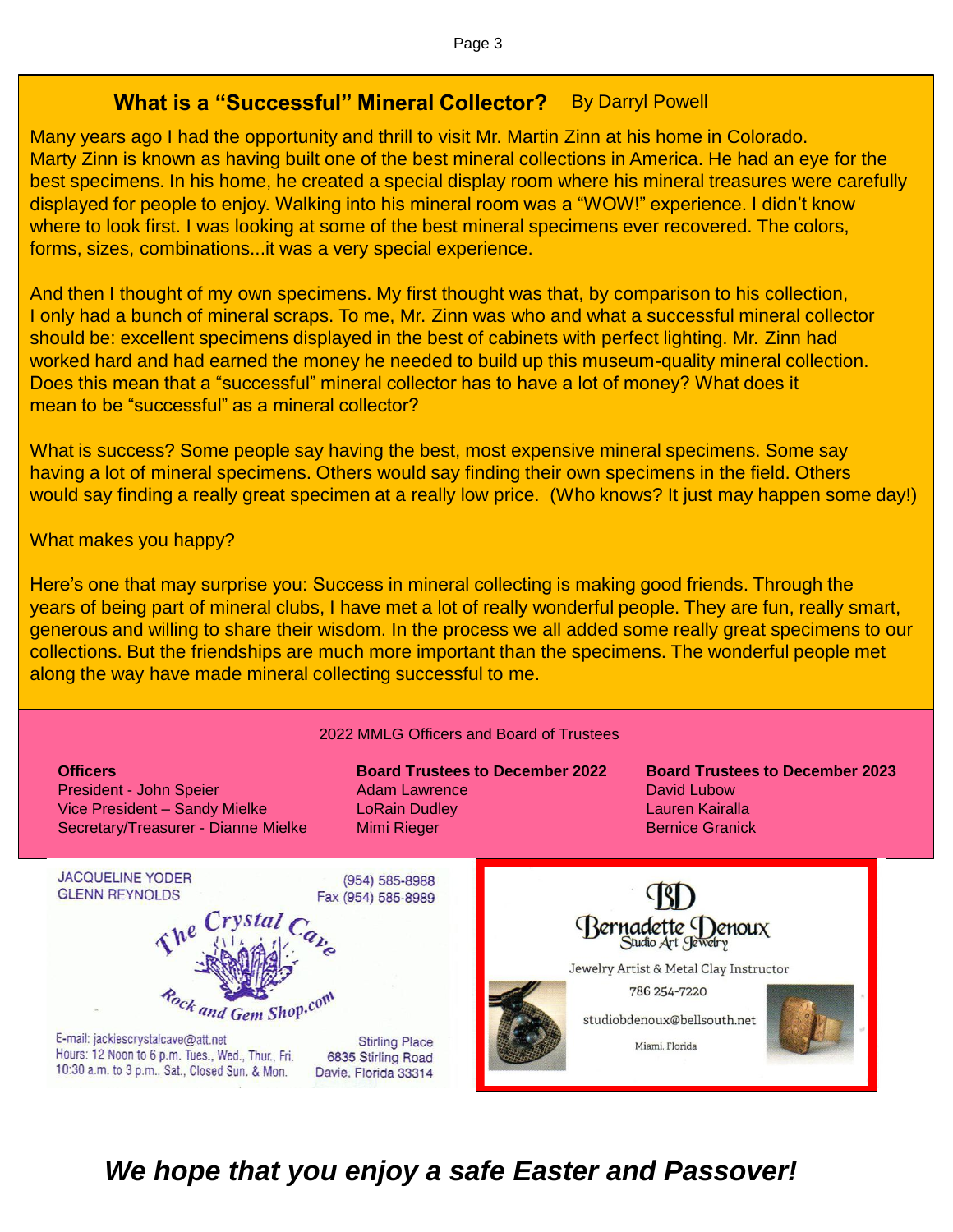## What is a "Successful" Mineral Collector?

By Darryl Powell

Many years ago I had the opportunity and thrill to visit Mr. Martin Zinn at his home in Colorado. Marty Zinn is known as having built one of the best mineral collections in America. He had an eye for the best specimens. In his home, he created a special display room where his mineral treasures were carefully displayed for people to enjoy. Walking into his mineral room was a "WOW!" experience. I didn't know where to look first. I was looking at some of the best mineral specimens ever recovered. The colors, forms, sizes, combinations...it was a very special experience.

And then I thought of my own specimens. My first thought was that, by comparison to his collection, I only had a bunch of mineral scraps. To me, Mr. Zinn was who and what a successful mineral collector should be: excellent specimens displayed in the best of cabinets with perfect lighting. Mr. Zinn had worked hard and had earned the money he needed to build up this museum-quality mineral collection. Does this mean that a "successful" mineral collector has to have a lot of money? What does it mean to be "successful" as a mineral collector?

What is success? Some people say having the best, most expensive mineral specimens. Some say having a lot of mineral specimens. Others would say finding their own specimens in the field. Others would say finding a really great specimen at a really low price. (Who knows? It just may happen some day!)

What makes you happy?

Here's one that may surprise you: Success in mineral collecting is making good friends. Through the years of being part of mineral clubs, I have met a lot of really wonderful people. They are fun, really smart, generous and willing to share their wisdom. In the process we all added some really great specimens to our collections. But the friendships are much more important than the specimens. The wonderful people met along the way have made mineral collecting successful to me.

2022 MMLG Officers and Board of Trustees

**Officers**
President - John Speier
Vice President – Sandy Mielke
Secretary/Treasurer - Dianne Mielke

**Board Trustees to December 2022**
Adam Lawrence
LoRain Dudley
Mimi Rieger

**Board Trustees to December 2023**
David Lubow
Lauren Kairalla
Bernice Granick

JACQUELINE YODER
GLENN REYNOLDS
(954) 585-8988
Fax (954) 585-8989

The Crystal Cave
Rock and Gem Shop.com

E-mail: jackiescrystalcave@att.net
Hours: 12 Noon to 6 p.m. Tues., Wed., Thur., Fri.
10:30 a.m. to 3 p.m., Sat., Closed Sun. & Mon.
Stirling Place
6835 Stirling Road
Davie, Florida 33314

BD
Bernadette Denoux
Studio Art Jewelry
Jewelry Artist & Metal Clay Instructor
786 254-7220
studiobdenoux@bellsouth.net
Miami, Florida

***We hope that you enjoy a safe Easter and Passover!***